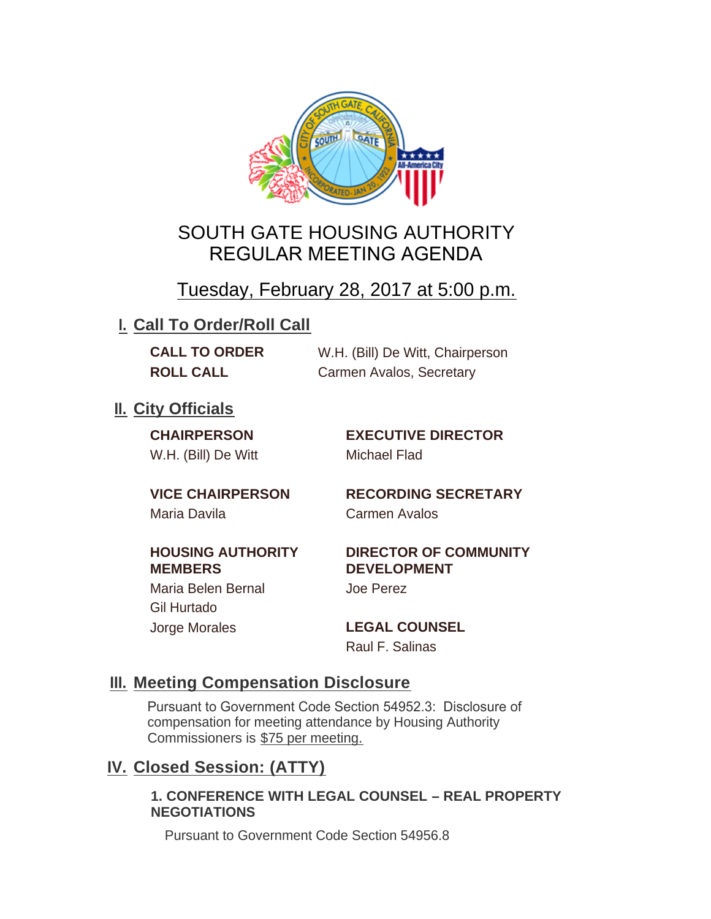# SOUTH GATE HOUSING AUTHORITY
# REGULAR MEETING AGENDA

## Tuesday, February 28, 2017 at 5:00 p.m.

## I. Call To Order/Roll Call

**CALL TO ORDER** W.H. (Bill) De Witt, Chairperson
**ROLL CALL** Carmen Avalos, Secretary

## II. City Officials

**CHAIRPERSON**
W.H. (Bill) De Witt

**VICE CHAIRPERSON**
Maria Davila

**HOUSING AUTHORITY MEMBERS**
Maria Belen Bernal
Gil Hurtado
Jorge Morales

**EXECUTIVE DIRECTOR**
Michael Flad

**RECORDING SECRETARY**
Carmen Avalos

**DIRECTOR OF COMMUNITY DEVELOPMENT**
Joe Perez

**LEGAL COUNSEL**
Raul F. Salinas

## III. Meeting Compensation Disclosure

Pursuant to Government Code Section 54952.3: Disclosure of compensation for meeting attendance by Housing Authority Commissioners is $75 per meeting.

## IV. Closed Session: (ATTY)

**1. CONFERENCE WITH LEGAL COUNSEL – REAL PROPERTY NEGOTIATIONS**

Pursuant to Government Code Section 54956.8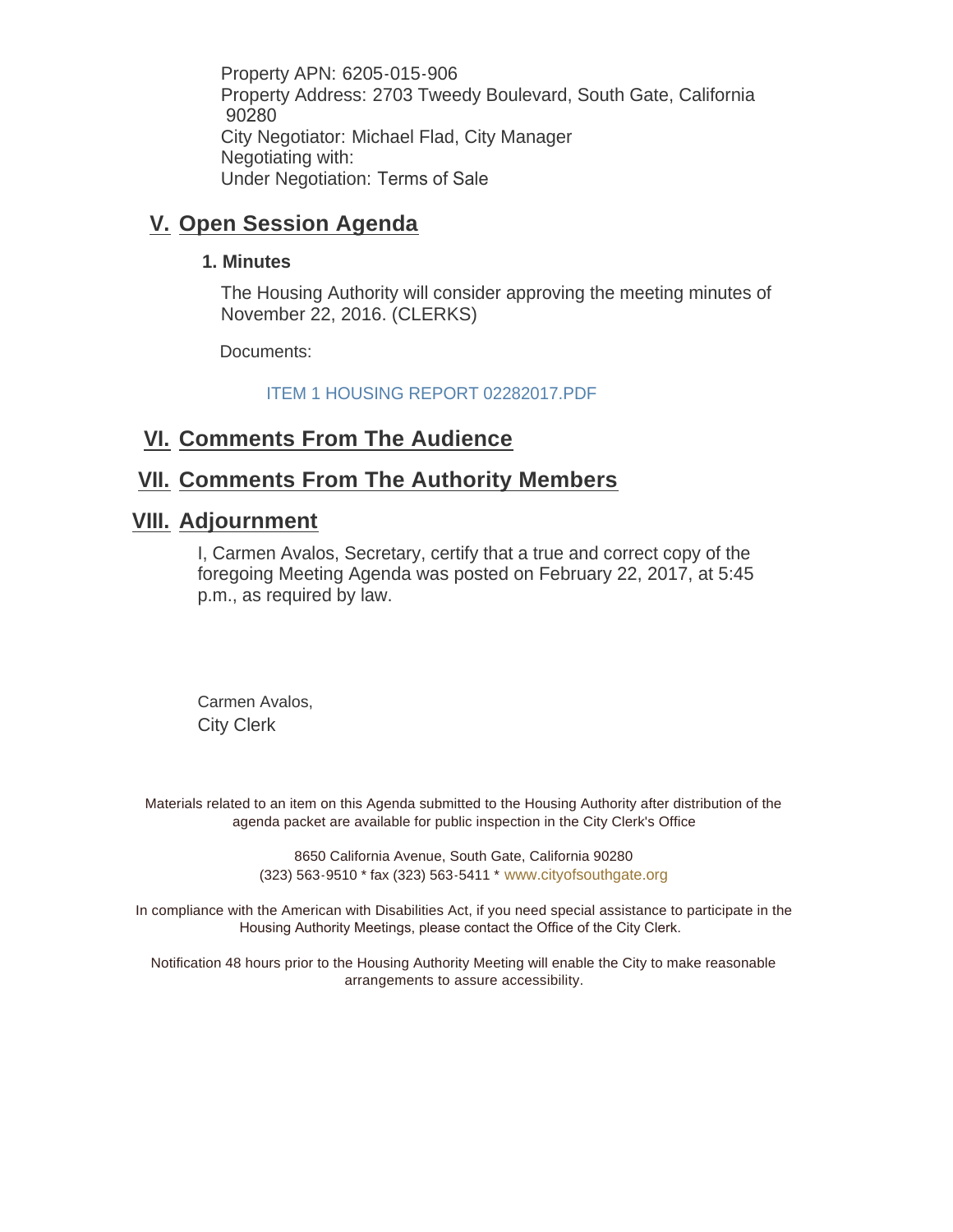Property APN: 6205-015-906
Property Address: 2703 Tweedy Boulevard, South Gate, California 90280
City Negotiator: Michael Flad, City Manager
Negotiating with:
Under Negotiation: Terms of Sale

## V. Open Session Agenda

### 1. Minutes

The Housing Authority will consider approving the meeting minutes of November 22, 2016. (CLERKS)

Documents:

ITEM 1 HOUSING REPORT 02282017.PDF

## VI. Comments From The Audience

## VII. Comments From The Authority Members

## VIII. Adjournment

I, Carmen Avalos, Secretary, certify that a true and correct copy of the foregoing Meeting Agenda was posted on February 22, 2017, at 5:45 p.m., as required by law.

Carmen Avalos,
City Clerk

Materials related to an item on this Agenda submitted to the Housing Authority after distribution of the agenda packet are available for public inspection in the City Clerk's Office

8650 California Avenue, South Gate, California 90280
(323) 563-9510 * fax (323) 563-5411 * www.cityofsouthgate.org

In compliance with the American with Disabilities Act, if you need special assistance to participate in the Housing Authority Meetings, please contact the Office of the City Clerk.

Notification 48 hours prior to the Housing Authority Meeting will enable the City to make reasonable arrangements to assure accessibility.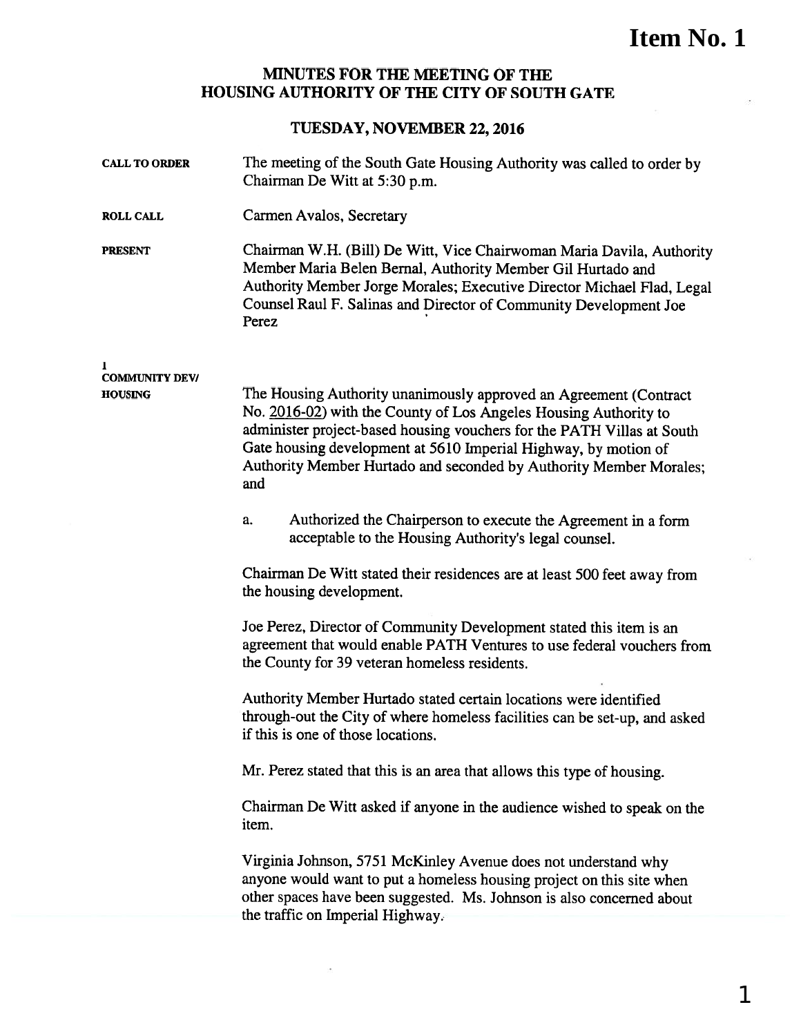**Item No. 1**

# MINUTES FOR THE MEETING OF THE HOUSING AUTHORITY OF THE CITY OF SOUTH GATE

## TUESDAY, NOVEMBER 22, 2016

**CALL TO ORDER**

The meeting of the South Gate Housing Authority was called to order by Chairman De Witt at 5:30 p.m.

**ROLL CALL**

Carmen Avalos, Secretary

**PRESENT**

Chairman W.H. (Bill) De Witt, Vice Chairwoman Maria Davila, Authority Member Maria Belen Bernal, Authority Member Gil Hurtado and Authority Member Jorge Morales; Executive Director Michael Flad, Legal Counsel Raul F. Salinas and Director of Community Development Joe Perez

**1**
**COMMUNITY DEV/ HOUSING**

The Housing Authority unanimously approved an Agreement (Contract No. 2016-02) with the County of Los Angeles Housing Authority to administer project-based housing vouchers for the PATH Villas at South Gate housing development at 5610 Imperial Highway, by motion of Authority Member Hurtado and seconded by Authority Member Morales; and

a. Authorized the Chairperson to execute the Agreement in a form acceptable to the Housing Authority's legal counsel.

Chairman De Witt stated their residences are at least 500 feet away from the housing development.

Joe Perez, Director of Community Development stated this item is an agreement that would enable PATH Ventures to use federal vouchers from the County for 39 veteran homeless residents.

Authority Member Hurtado stated certain locations were identified through-out the City of where homeless facilities can be set-up, and asked if this is one of those locations.

Mr. Perez stated that this is an area that allows this type of housing.

Chairman De Witt asked if anyone in the audience wished to speak on the item.

Virginia Johnson, 5751 McKinley Avenue does not understand why anyone would want to put a homeless housing project on this site when other spaces have been suggested. Ms. Johnson is also concerned about the traffic on Imperial Highway.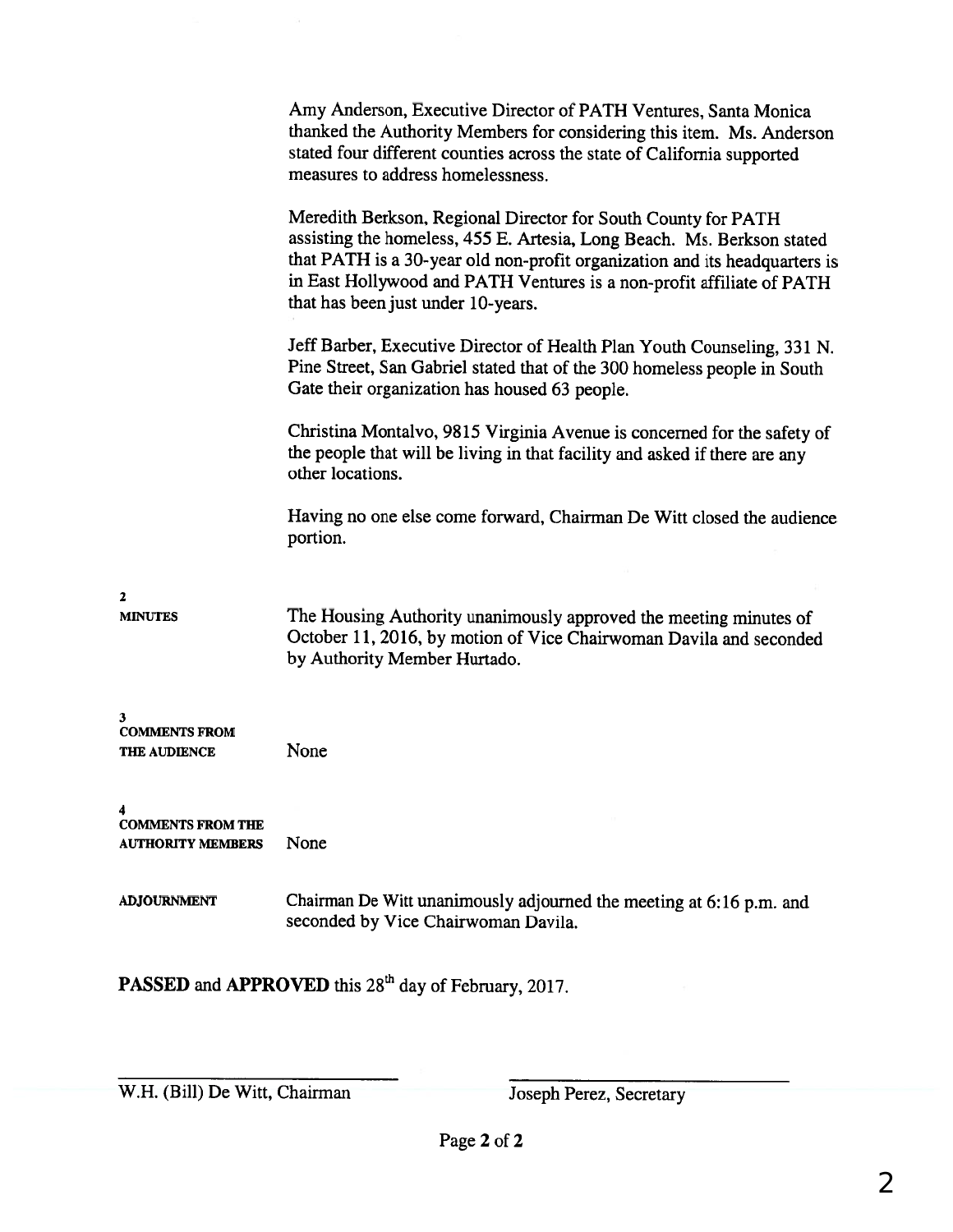Amy Anderson, Executive Director of PATH Ventures, Santa Monica thanked the Authority Members for considering this item. Ms. Anderson stated four different counties across the state of California supported measures to address homelessness.

Meredith Berkson, Regional Director for South County for PATH assisting the homeless, 455 E. Artesia, Long Beach. Ms. Berkson stated that PATH is a 30-year old non-profit organization and its headquarters is in East Hollywood and PATH Ventures is a non-profit affiliate of PATH that has been just under 10-years.

Jeff Barber, Executive Director of Health Plan Youth Counseling, 331 N. Pine Street, San Gabriel stated that of the 300 homeless people in South Gate their organization has housed 63 people.

Christina Montalvo, 9815 Virginia Avenue is concerned for the safety of the people that will be living in that facility and asked if there are any other locations.

Having no one else come forward, Chairman De Witt closed the audience portion.

**2**
**MINUTES**

The Housing Authority unanimously approved the meeting minutes of October 11, 2016, by motion of Vice Chairwoman Davila and seconded by Authority Member Hurtado.

**3**
**COMMENTS FROM THE AUDIENCE**

None

**4**
**COMMENTS FROM THE AUTHORITY MEMBERS**

None

**ADJOURNMENT**

Chairman De Witt unanimously adjourned the meeting at 6:16 p.m. and seconded by Vice Chairwoman Davila.

**PASSED** and **APPROVED** this 28th day of February, 2017.

W.H. (Bill) De Witt, Chairman

Joseph Perez, Secretary